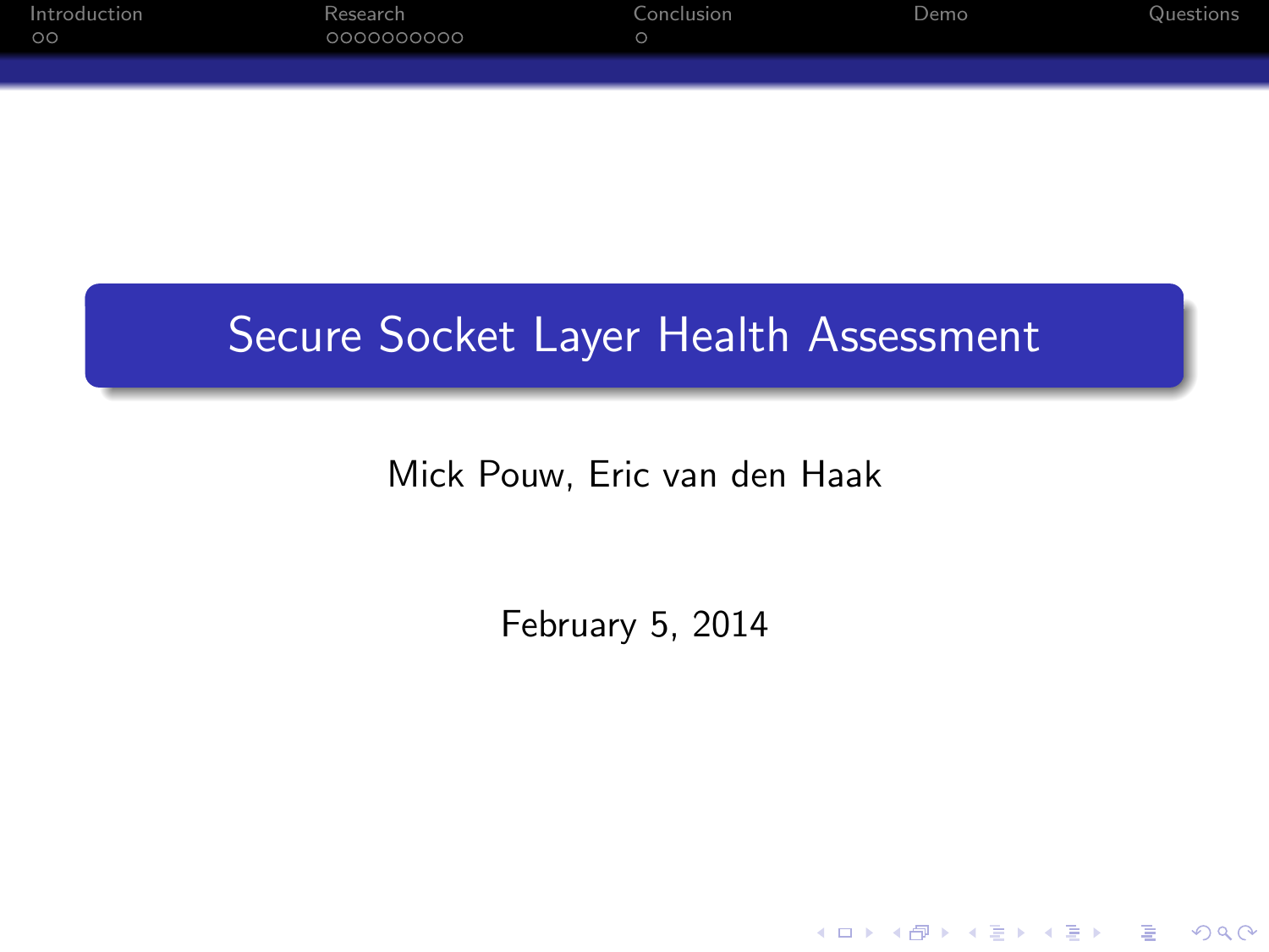# Secure Socket Layer Health Assessment

Mick Pouw, Eric van den Haak

February 5, 2014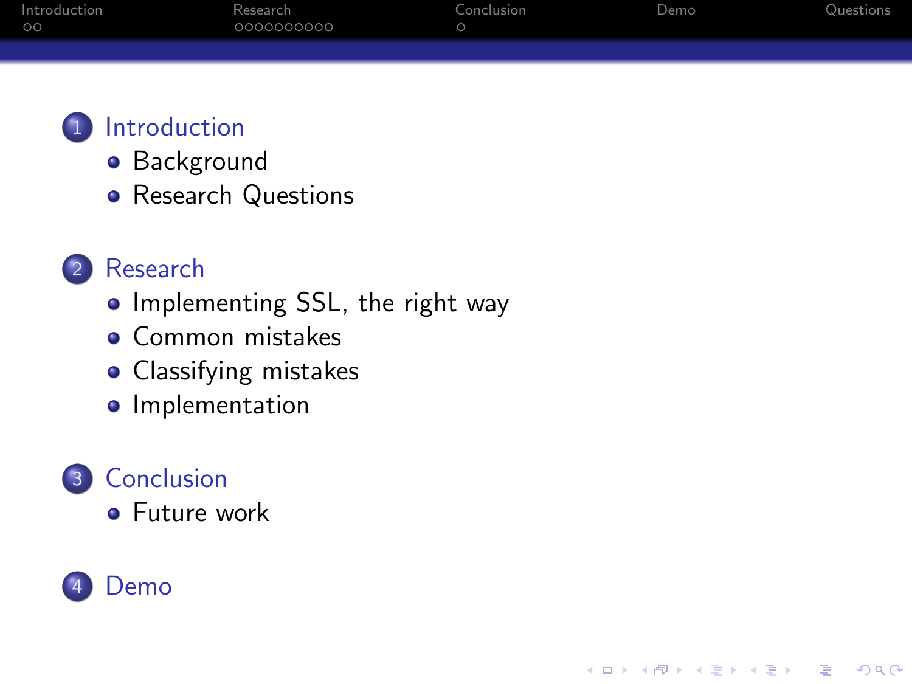1. Introduction
   - Background
   - Research Questions
2. Research
   - Implementing SSL, the right way
   - Common mistakes
   - Classifying mistakes
   - Implementation
3. Conclusion
   - Future work
4. Demo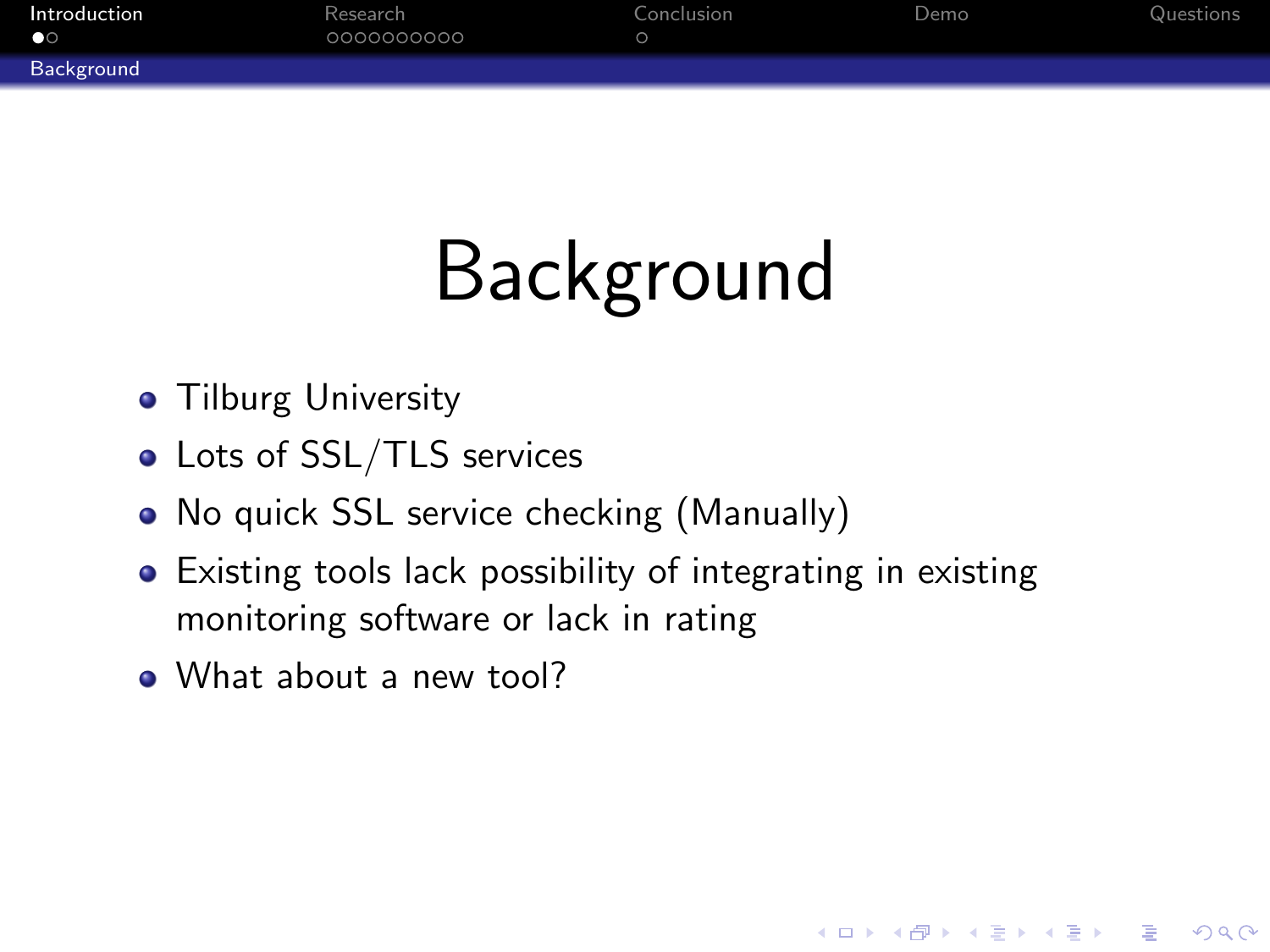# Background

- Tilburg University
- Lots of SSL/TLS services
- No quick SSL service checking (Manually)
- Existing tools lack possibility of integrating in existing monitoring software or lack in rating
- What about a new tool?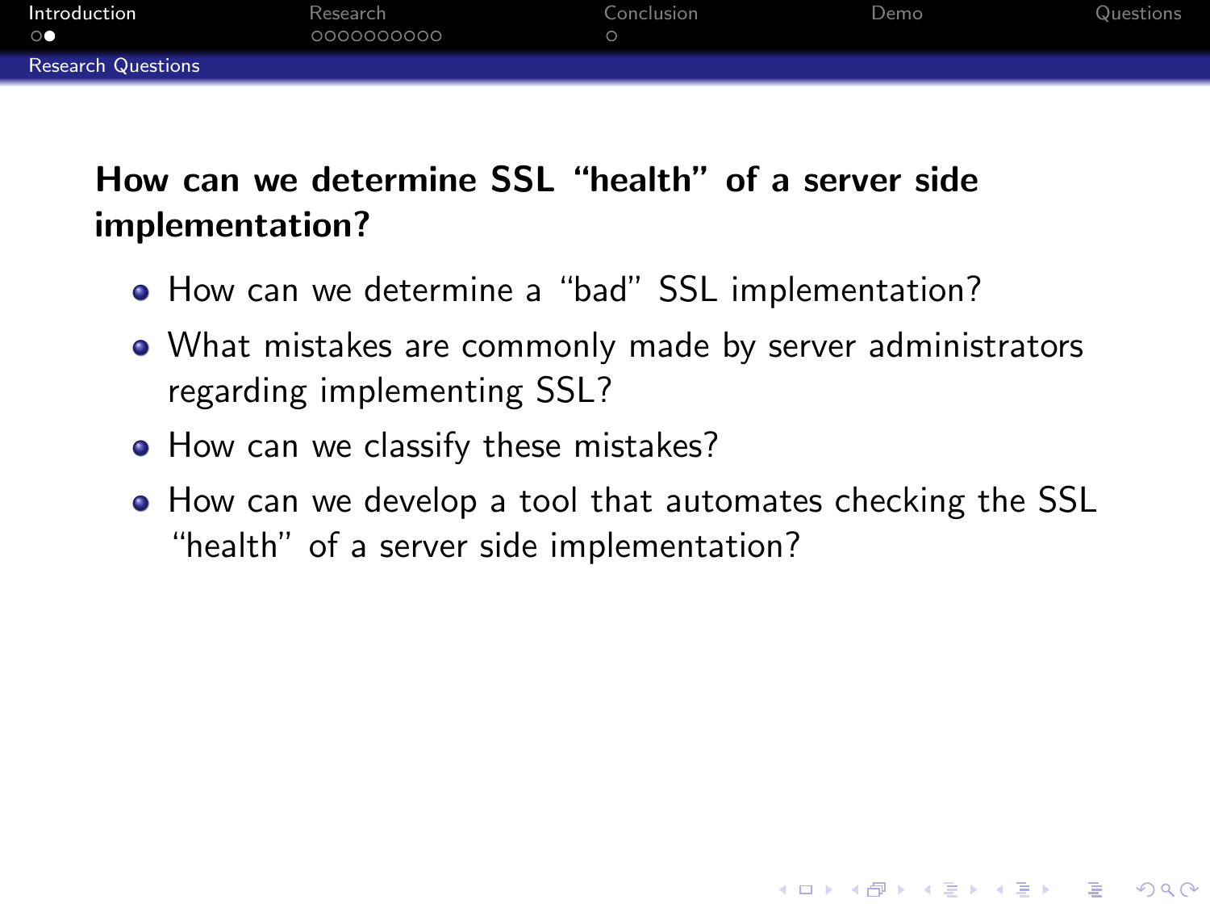## Research Questions

**How can we determine SSL "health" of a server side implementation?**

- How can we determine a "bad" SSL implementation?
- What mistakes are commonly made by server administrators regarding implementing SSL?
- How can we classify these mistakes?
- How can we develop a tool that automates checking the SSL "health" of a server side implementation?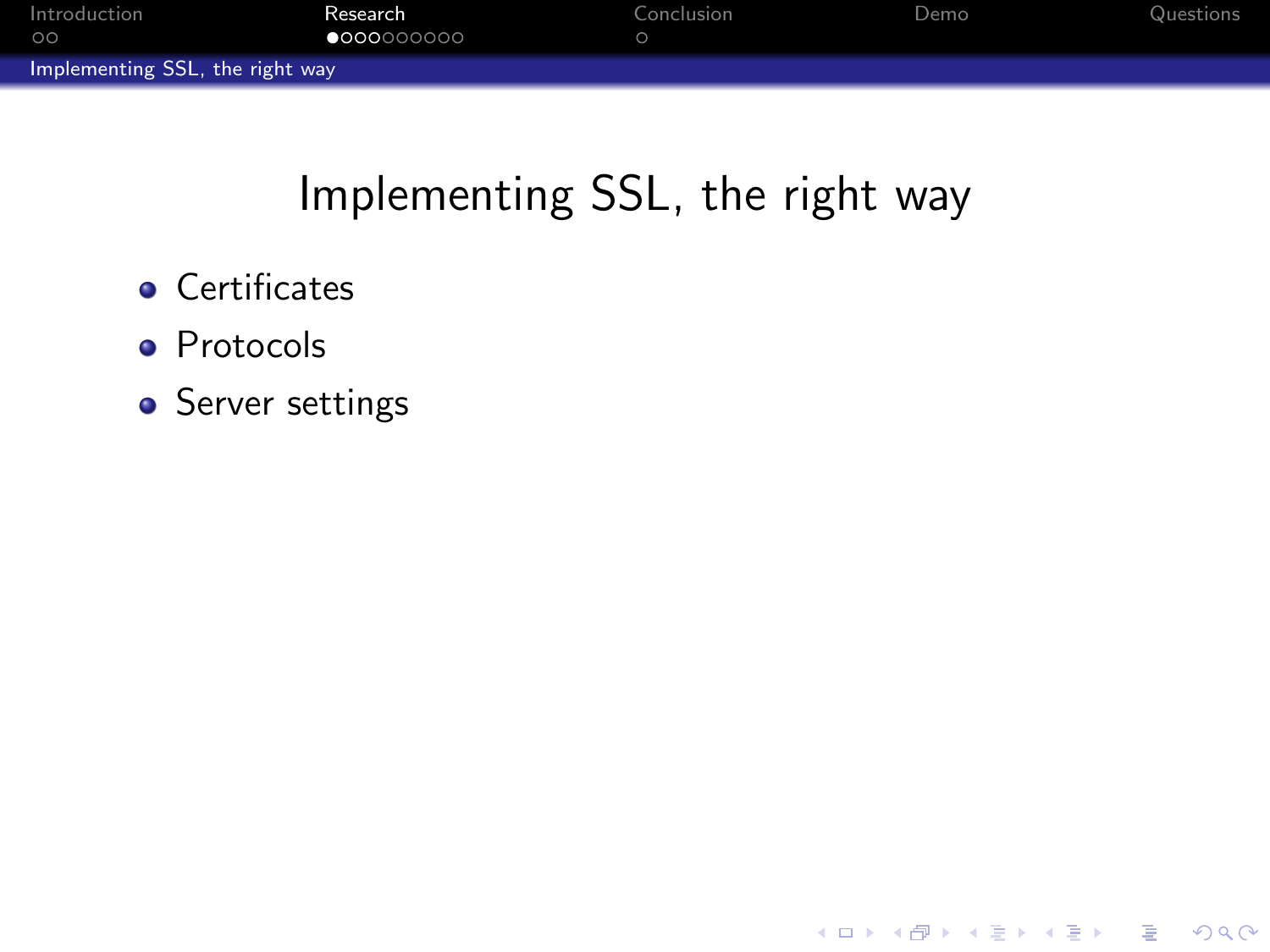# Implementing SSL, the right way

- Certificates
- Protocols
- Server settings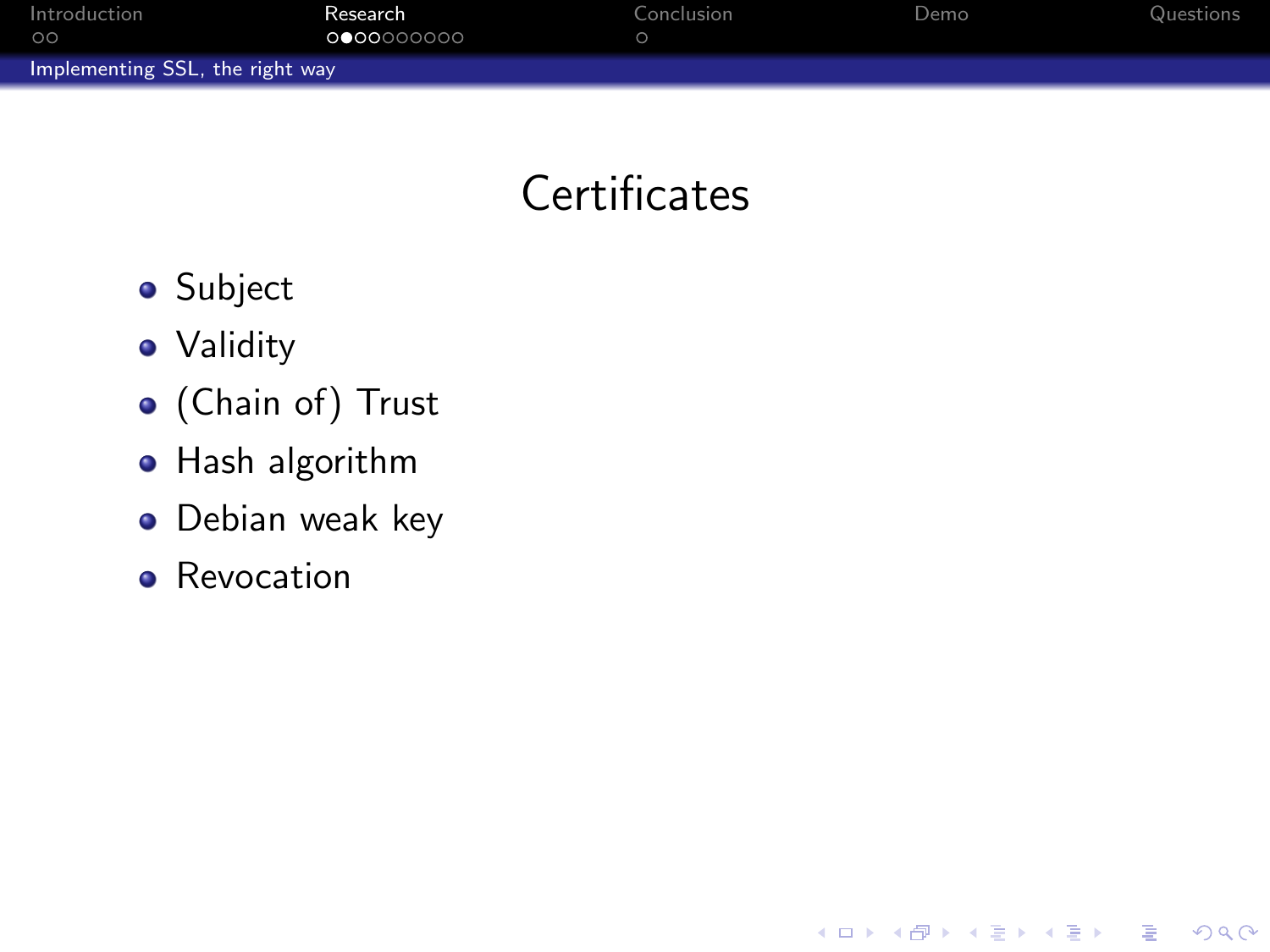# Certificates

- Subject
- Validity
- (Chain of) Trust
- Hash algorithm
- Debian weak key
- Revocation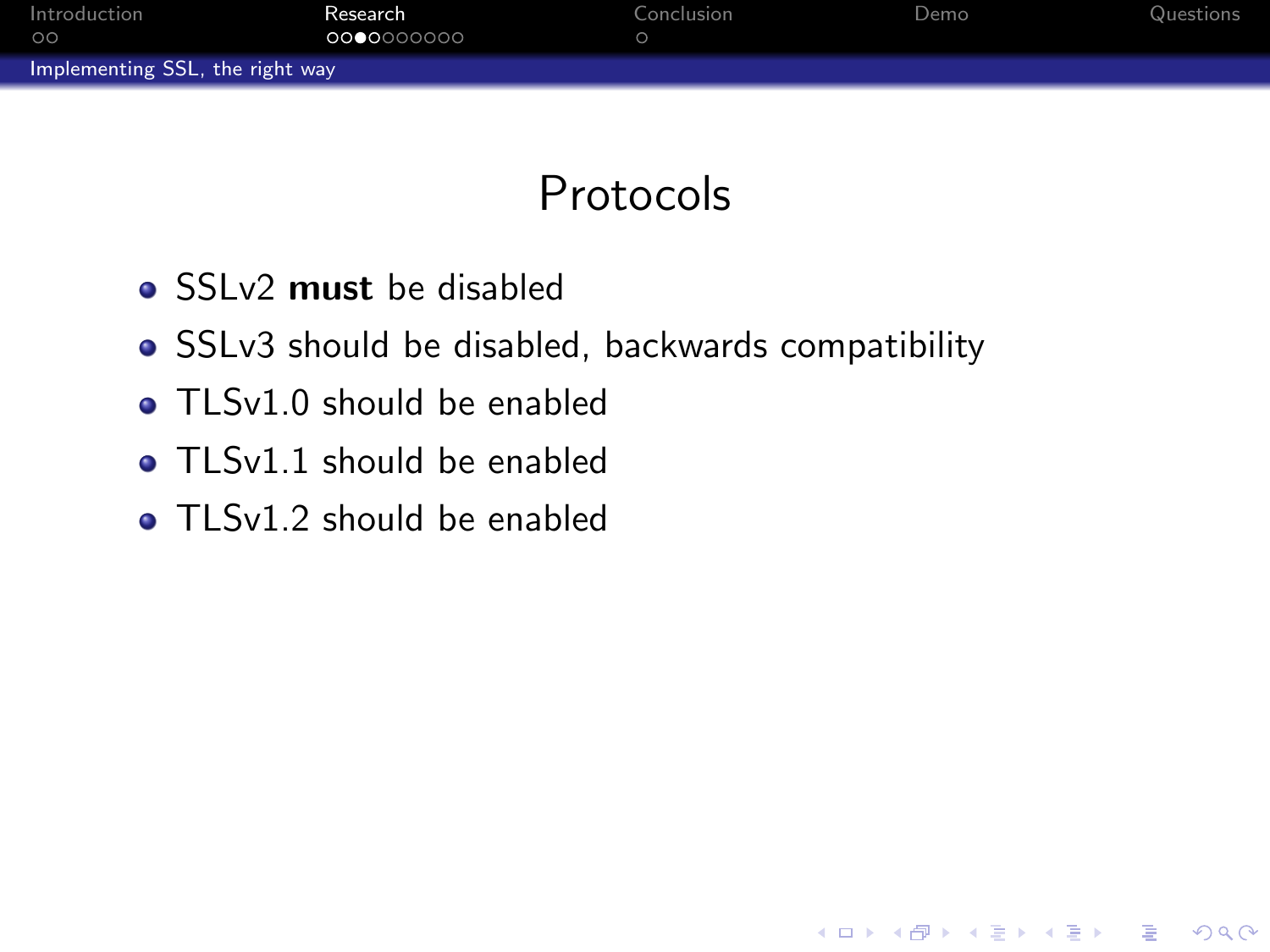# Protocols

- SSLv2 **must** be disabled
- SSLv3 should be disabled, backwards compatibility
- TLSv1.0 should be enabled
- TLSv1.1 should be enabled
- TLSv1.2 should be enabled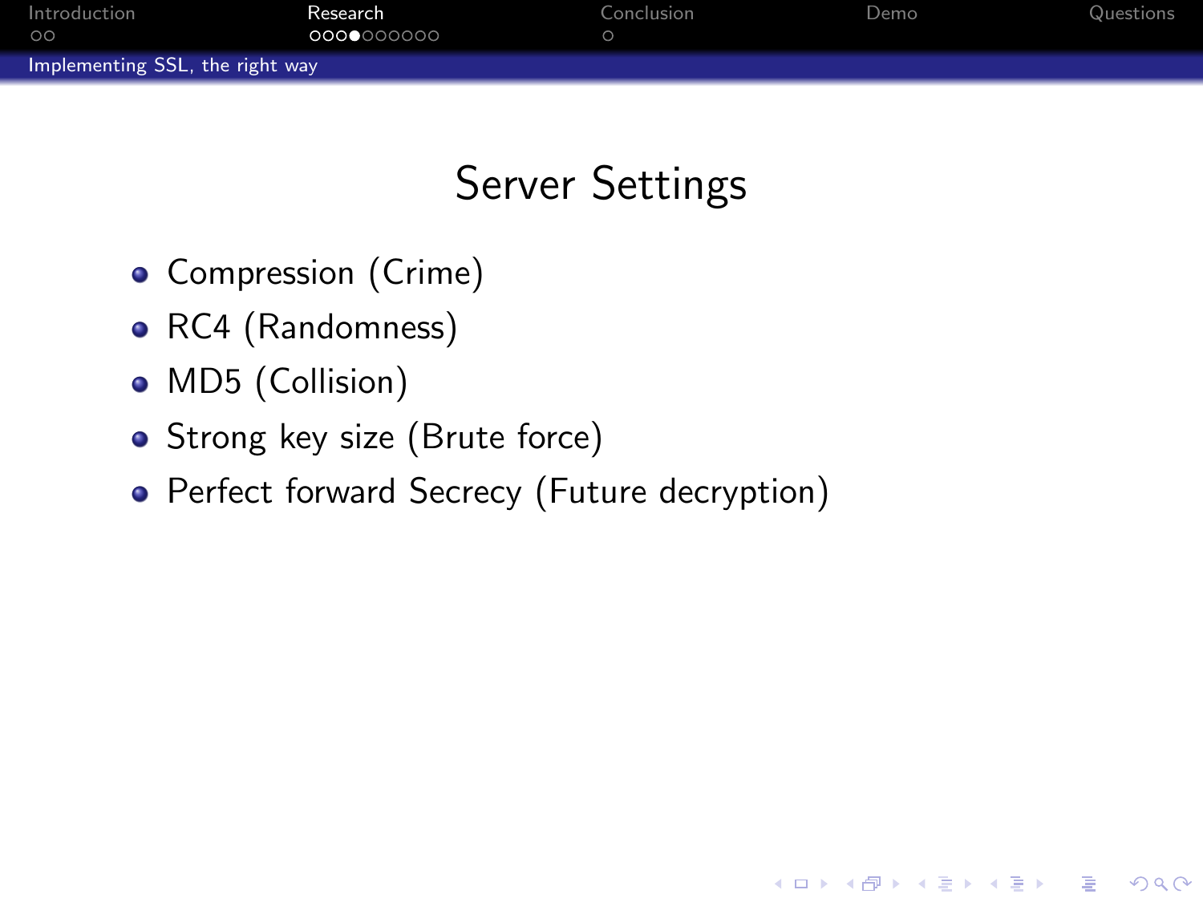# Server Settings

- Compression (Crime)
- RC4 (Randomness)
- MD5 (Collision)
- Strong key size (Brute force)
- Perfect forward Secrecy (Future decryption)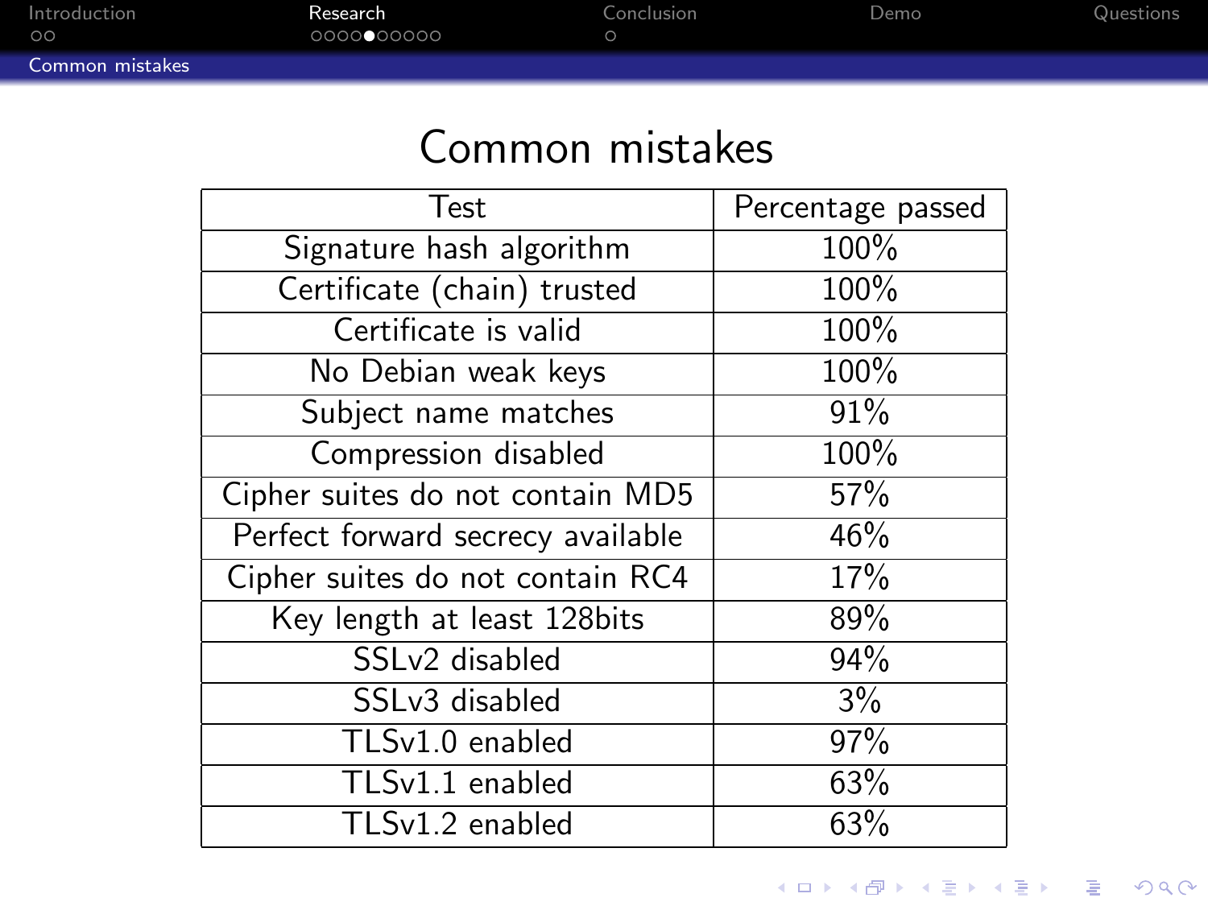# Common mistakes

| Test | Percentage passed |
|---|---|
| Signature hash algorithm | 100% |
| Certificate (chain) trusted | 100% |
| Certificate is valid | 100% |
| No Debian weak keys | 100% |
| Subject name matches | 91% |
| Compression disabled | 100% |
| Cipher suites do not contain MD5 | 57% |
| Perfect forward secrecy available | 46% |
| Cipher suites do not contain RC4 | 17% |
| Key length at least 128bits | 89% |
| SSLv2 disabled | 94% |
| SSLv3 disabled | 3% |
| TLSv1.0 enabled | 97% |
| TLSv1.1 enabled | 63% |
| TLSv1.2 enabled | 63% |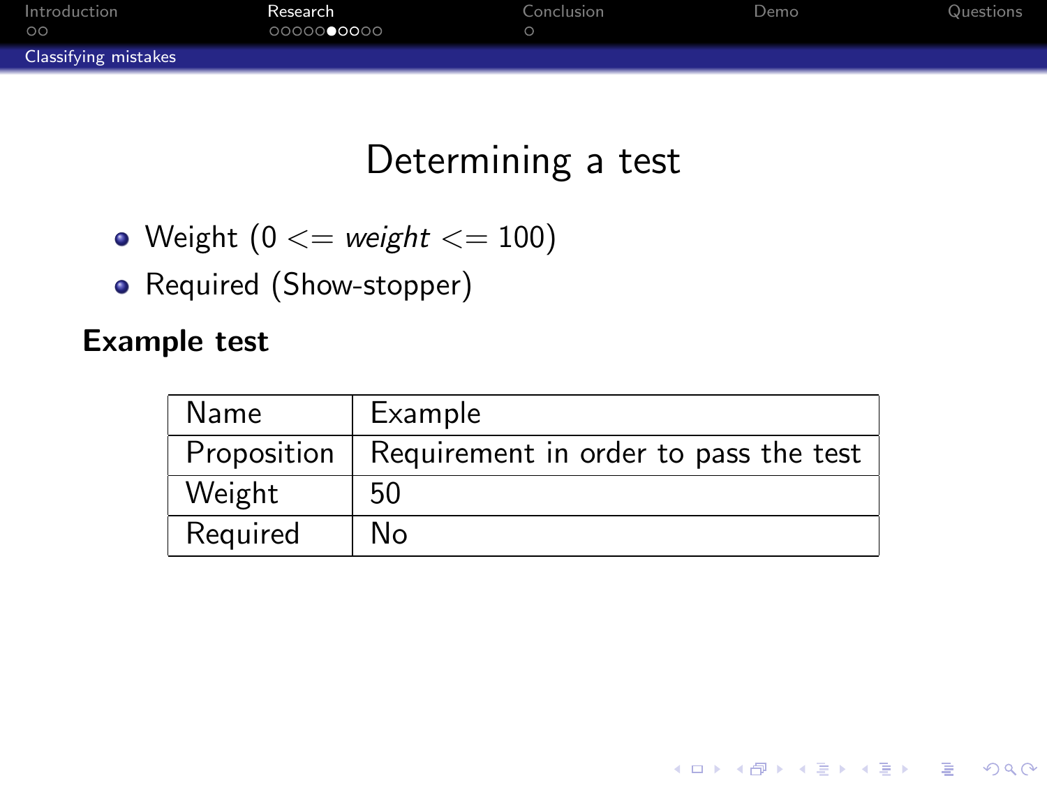# Determining a test

- Weight ($0 <= weight <= 100$)
- Required (Show-stopper)

**Example test**

| Name | Example |
|---|---|
| Proposition | Requirement in order to pass the test |
| Weight | 50 |
| Required | No |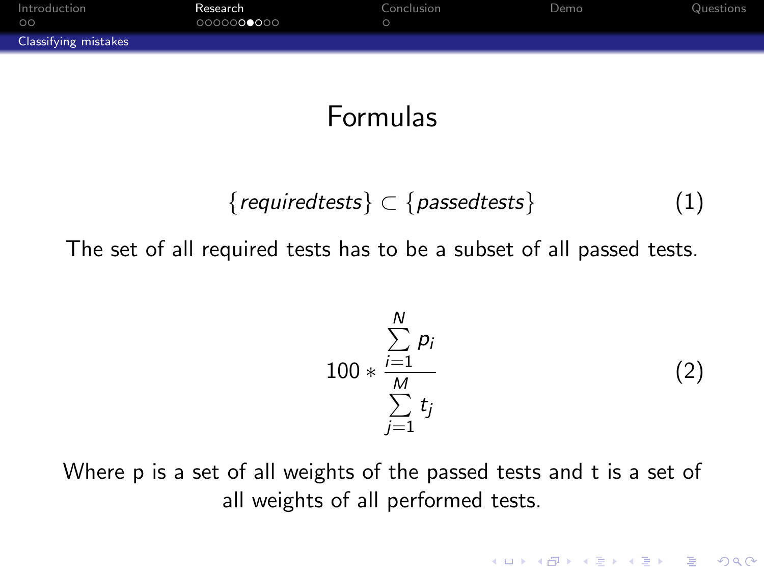# Formulas

$$\{requiredtests\} \subset \{passedtests\} \tag{1}$$

The set of all required tests has to be a subset of all passed tests.

$$100 * \frac{\sum_{i=1}^{N} p_i}{\sum_{j=1}^{M} t_j} \tag{2}$$

Where p is a set of all weights of the passed tests and t is a set of all weights of all performed tests.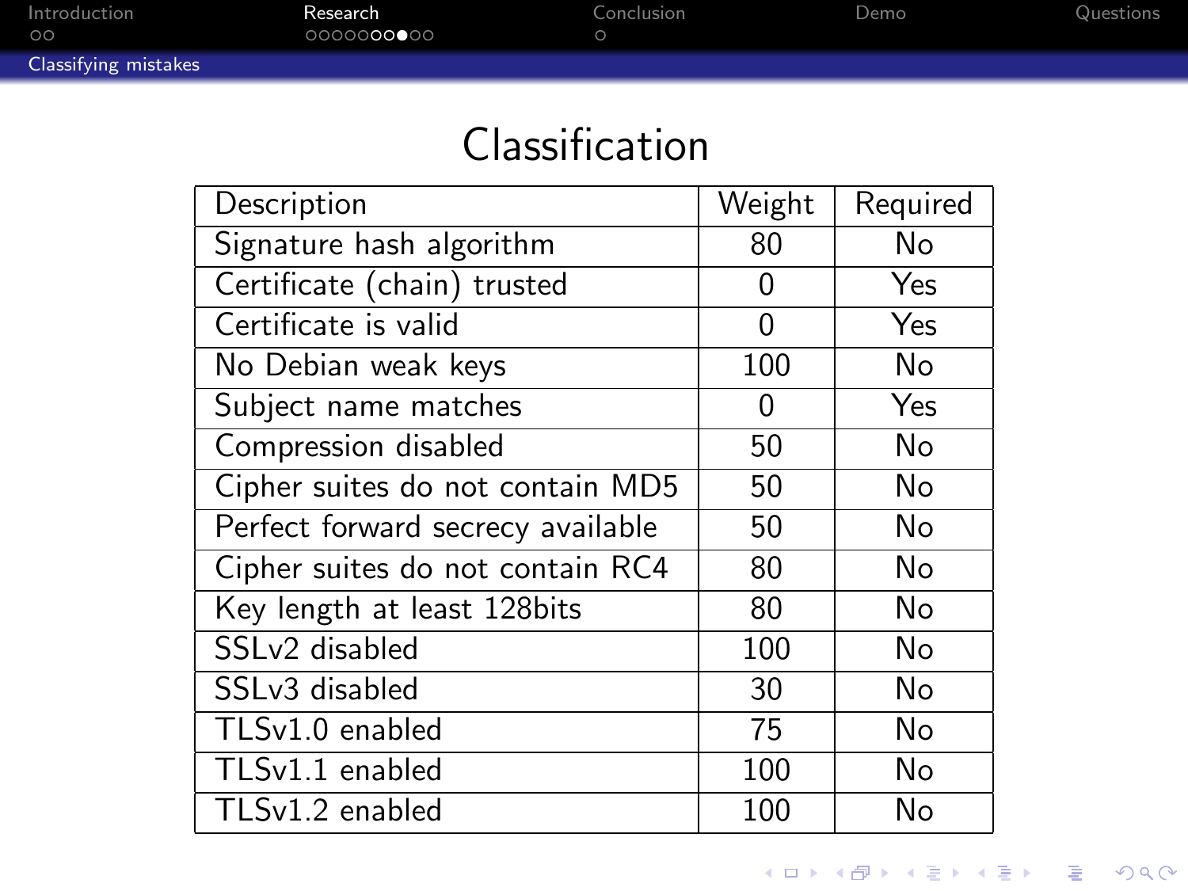# Classification

| Description | Weight | Required |
|---|---|---|
| Signature hash algorithm | 80 | No |
| Certificate (chain) trusted | 0 | Yes |
| Certificate is valid | 0 | Yes |
| No Debian weak keys | 100 | No |
| Subject name matches | 0 | Yes |
| Compression disabled | 50 | No |
| Cipher suites do not contain MD5 | 50 | No |
| Perfect forward secrecy available | 50 | No |
| Cipher suites do not contain RC4 | 80 | No |
| Key length at least 128bits | 80 | No |
| SSLv2 disabled | 100 | No |
| SSLv3 disabled | 30 | No |
| TLSv1.0 enabled | 75 | No |
| TLSv1.1 enabled | 100 | No |
| TLSv1.2 enabled | 100 | No |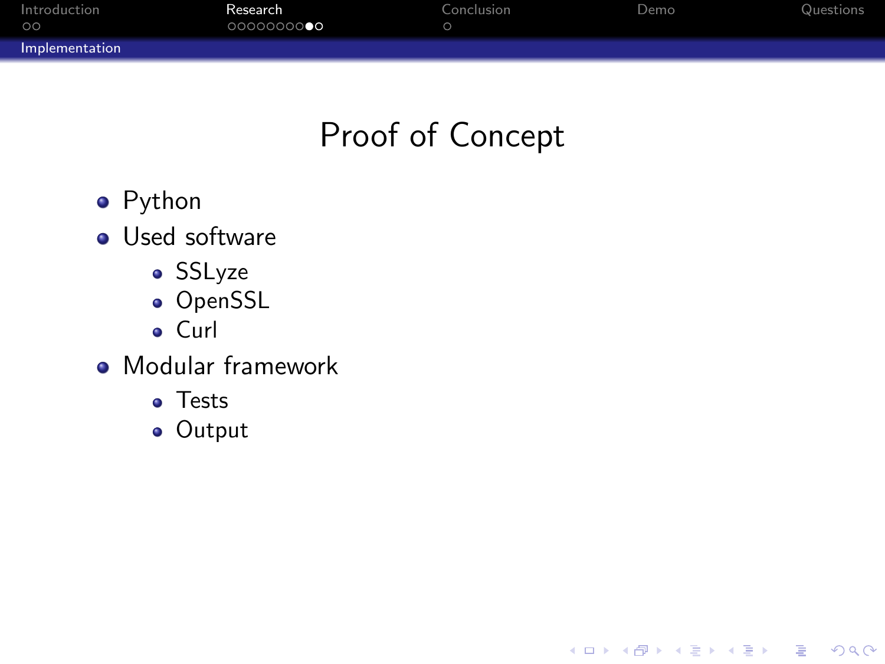# Proof of Concept

- Python
- Used software
  - SSLyze
  - OpenSSL
  - Curl
- Modular framework
  - Tests
  - Output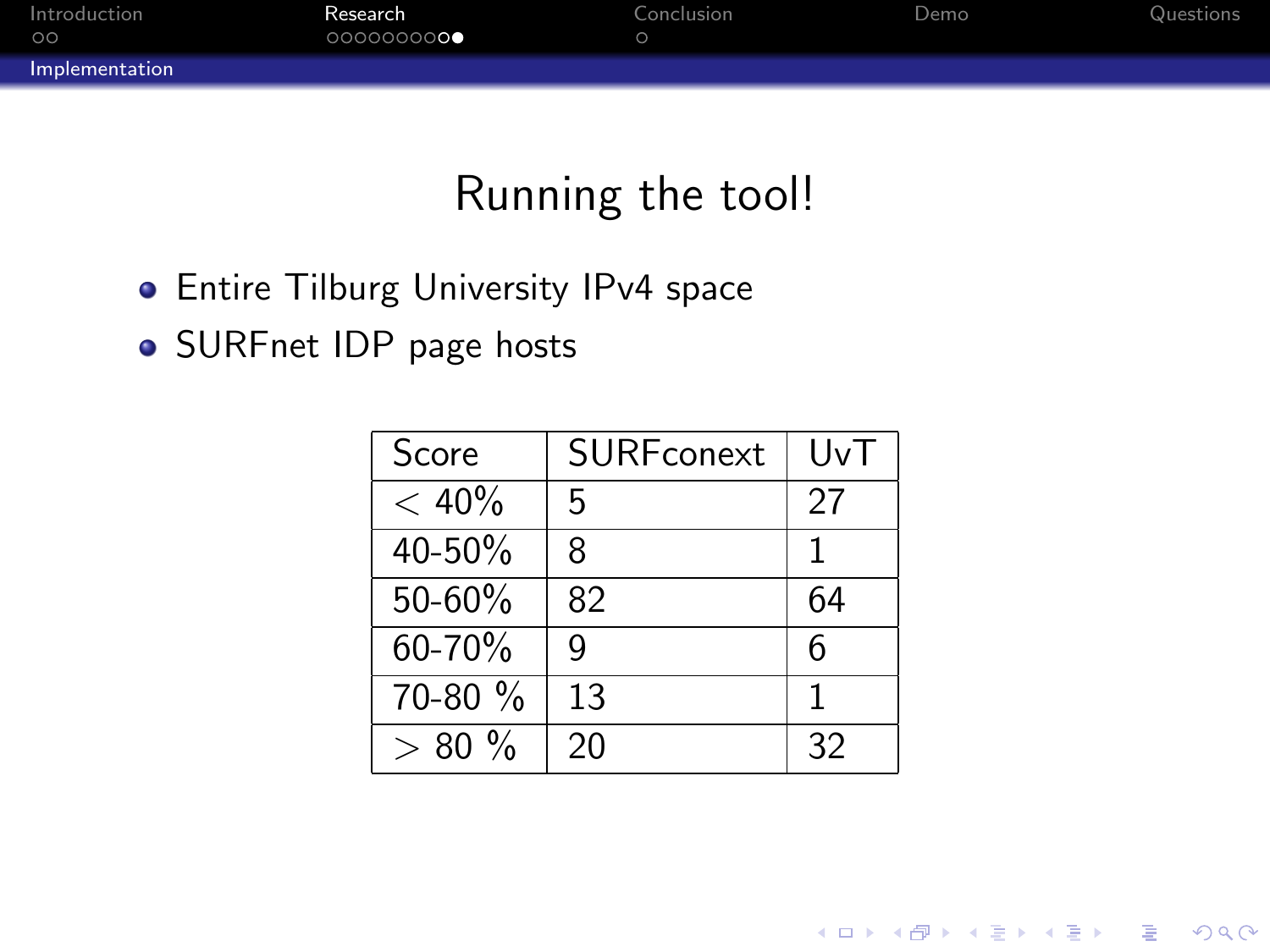# Running the tool!

- Entire Tilburg University IPv4 space
- SURFnet IDP page hosts

| Score | SURFconext | UvT |
|---|---|---|
| $< 40\%$ | 5 | 27 |
| 40-50% | 8 | 1 |
| 50-60% | 82 | 64 |
| 60-70% | 9 | 6 |
| 70-80 % | 13 | 1 |
| $> 80\%$ | 20 | 32 |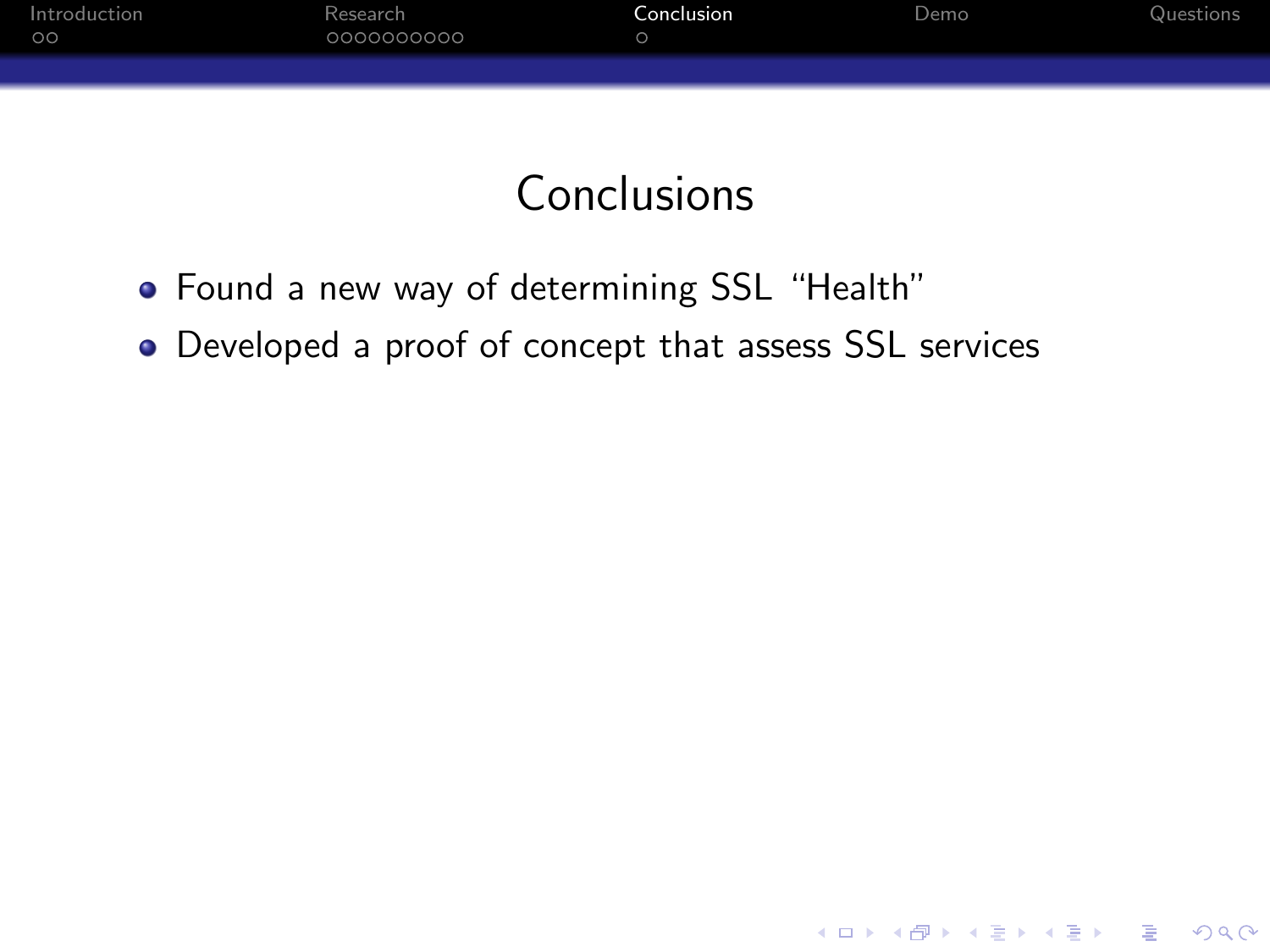# Conclusions

- Found a new way of determining SSL “Health”
- Developed a proof of concept that assess SSL services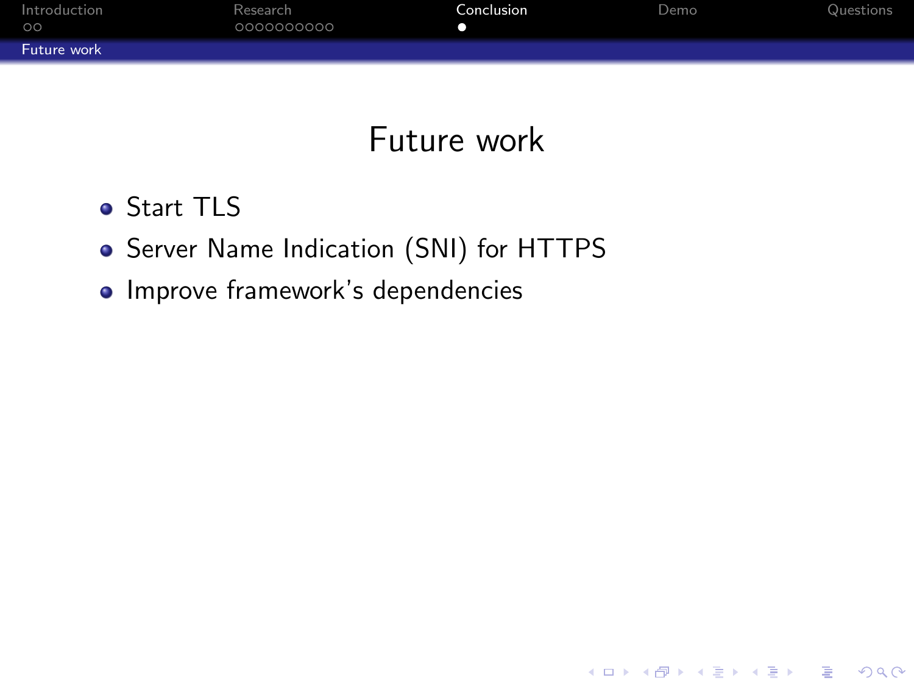# Future work

- Start TLS
- Server Name Indication (SNI) for HTTPS
- Improve framework's dependencies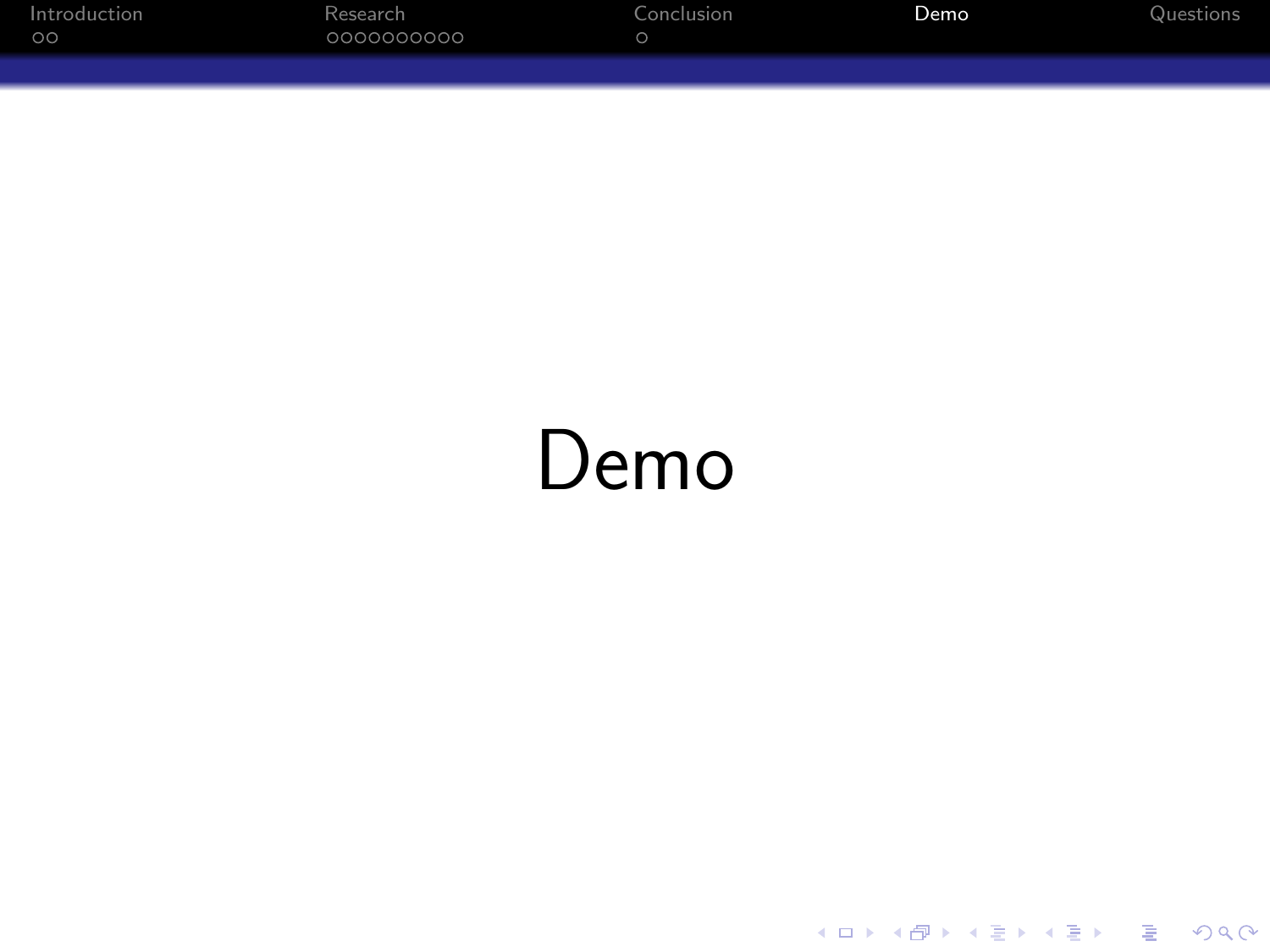# Demo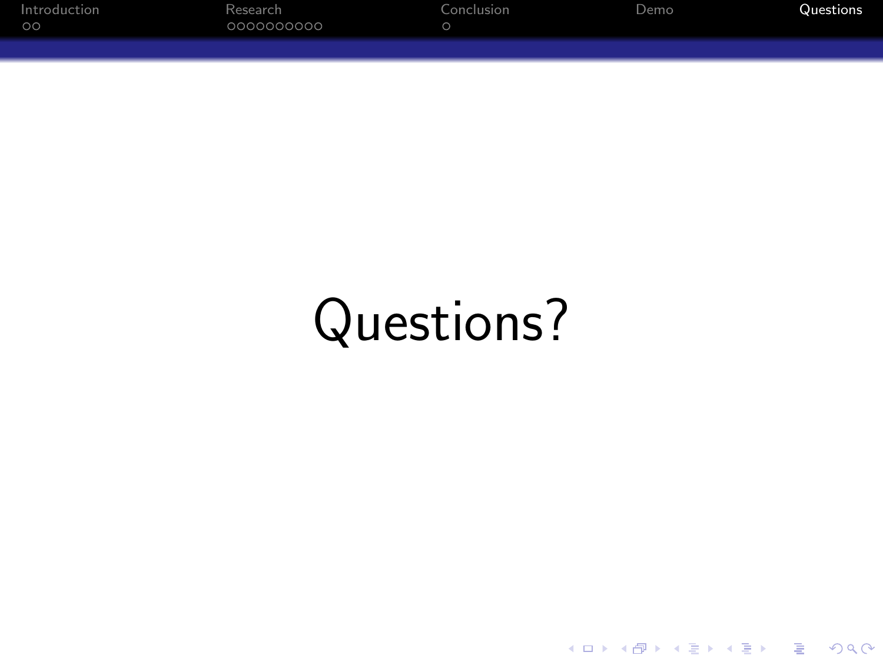# Questions?